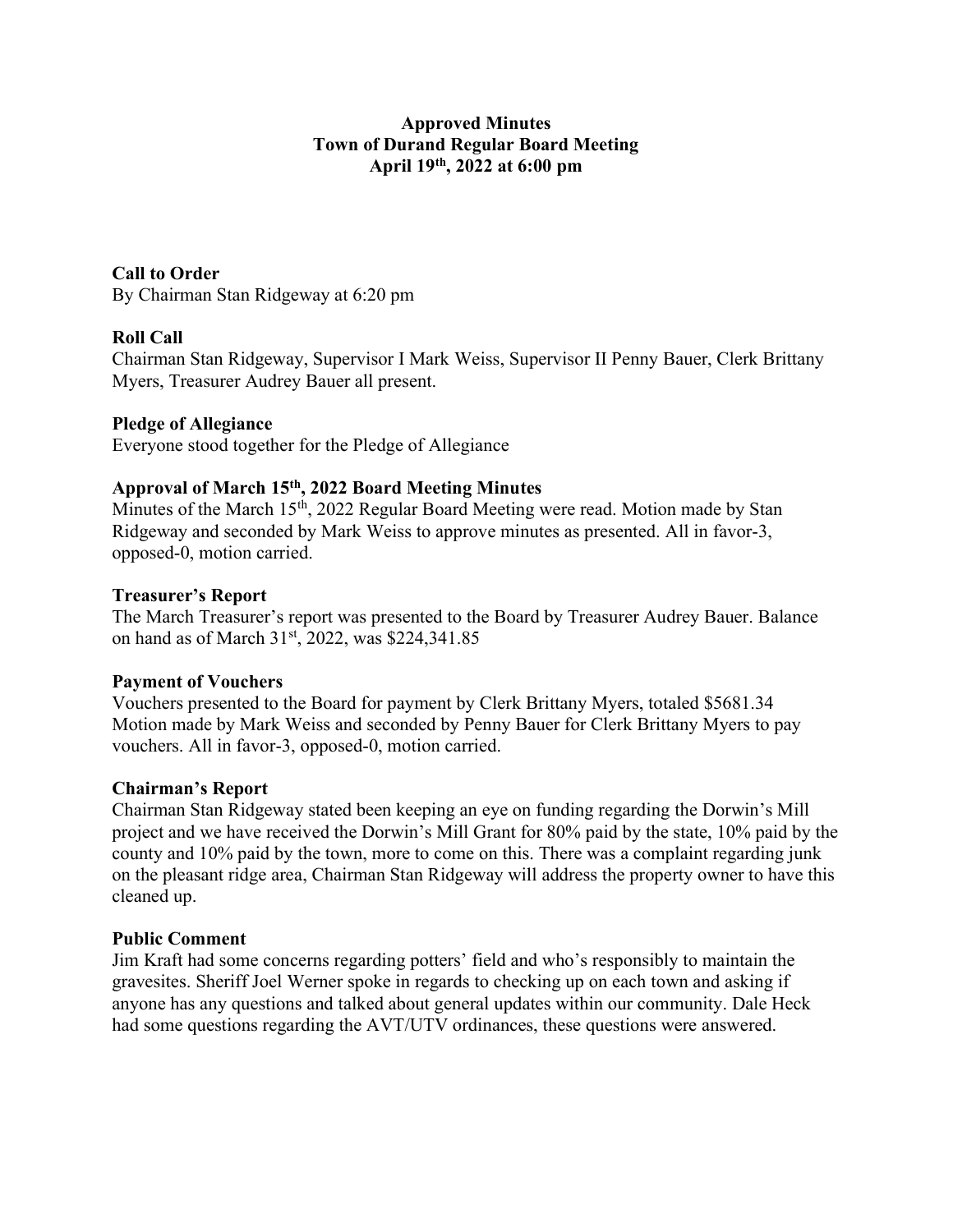# Approved Minutes
# Town of Durand Regular Board Meeting
# April 19th, 2022 at 6:00 pm

**Call to Order**
By Chairman Stan Ridgeway at 6:20 pm

**Roll Call**
Chairman Stan Ridgeway, Supervisor I Mark Weiss, Supervisor II Penny Bauer, Clerk Brittany Myers, Treasurer Audrey Bauer all present.

**Pledge of Allegiance**
Everyone stood together for the Pledge of Allegiance

**Approval of March 15th, 2022 Board Meeting Minutes**
Minutes of the March 15th, 2022 Regular Board Meeting were read. Motion made by Stan Ridgeway and seconded by Mark Weiss to approve minutes as presented. All in favor-3, opposed-0, motion carried.

**Treasurer's Report**
The March Treasurer's report was presented to the Board by Treasurer Audrey Bauer. Balance on hand as of March 31st, 2022, was $224,341.85

**Payment of Vouchers**
Vouchers presented to the Board for payment by Clerk Brittany Myers, totaled $5681.34
Motion made by Mark Weiss and seconded by Penny Bauer for Clerk Brittany Myers to pay vouchers. All in favor-3, opposed-0, motion carried.

**Chairman's Report**
Chairman Stan Ridgeway stated been keeping an eye on funding regarding the Dorwin's Mill project and we have received the Dorwin's Mill Grant for 80% paid by the state, 10% paid by the county and 10% paid by the town, more to come on this. There was a complaint regarding junk on the pleasant ridge area, Chairman Stan Ridgeway will address the property owner to have this cleaned up.

**Public Comment**
Jim Kraft had some concerns regarding potters' field and who's responsibly to maintain the gravesites. Sheriff Joel Werner spoke in regards to checking up on each town and asking if anyone has any questions and talked about general updates within our community. Dale Heck had some questions regarding the AVT/UTV ordinances, these questions were answered.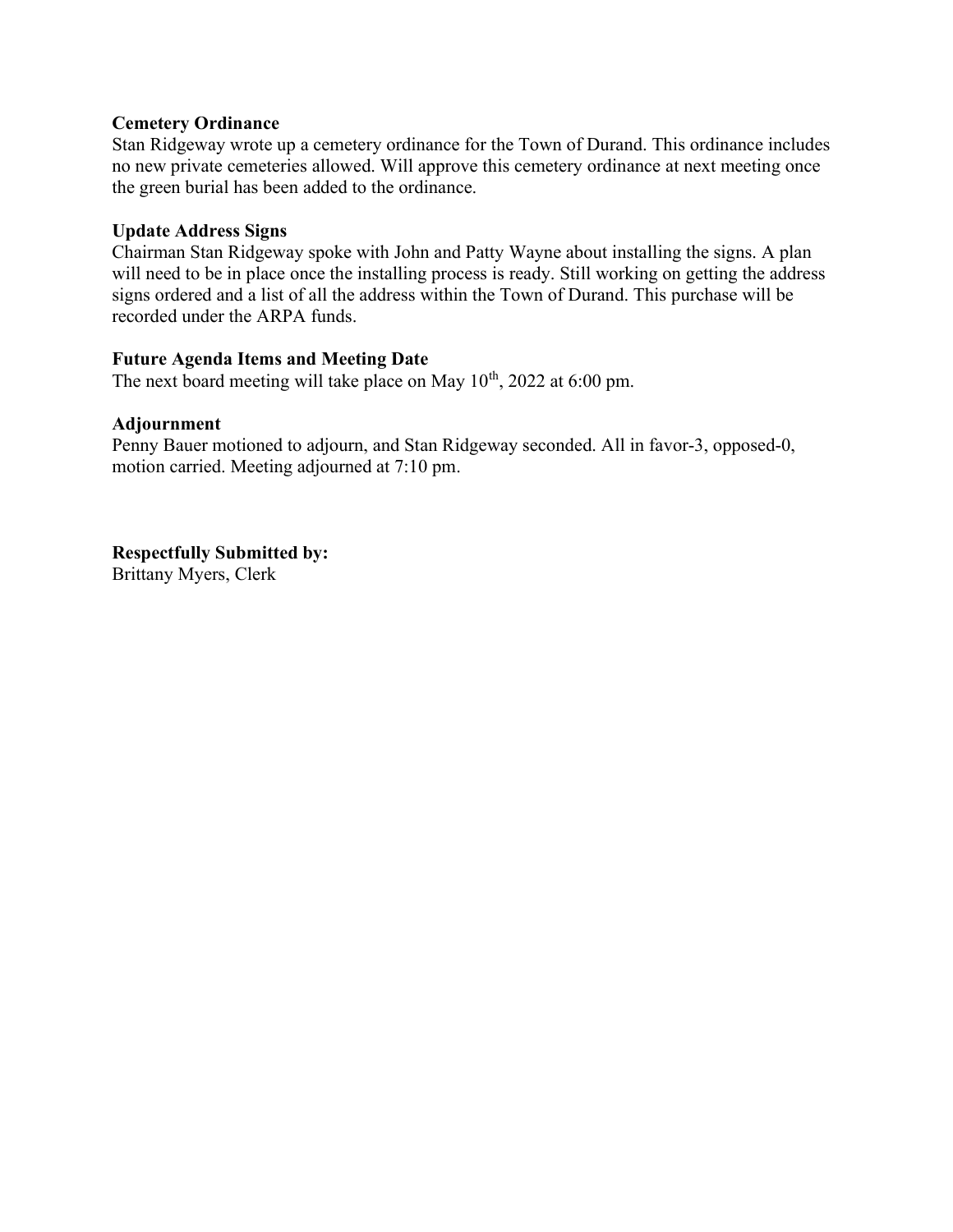### Cemetery Ordinance

Stan Ridgeway wrote up a cemetery ordinance for the Town of Durand. This ordinance includes no new private cemeteries allowed. Will approve this cemetery ordinance at next meeting once the green burial has been added to the ordinance.

### Update Address Signs

Chairman Stan Ridgeway spoke with John and Patty Wayne about installing the signs. A plan will need to be in place once the installing process is ready. Still working on getting the address signs ordered and a list of all the address within the Town of Durand. This purchase will be recorded under the ARPA funds.

### Future Agenda Items and Meeting Date

The next board meeting will take place on May 10th, 2022 at 6:00 pm.

### Adjournment

Penny Bauer motioned to adjourn, and Stan Ridgeway seconded. All in favor-3, opposed-0, motion carried. Meeting adjourned at 7:10 pm.

**Respectfully Submitted by:**
Brittany Myers, Clerk